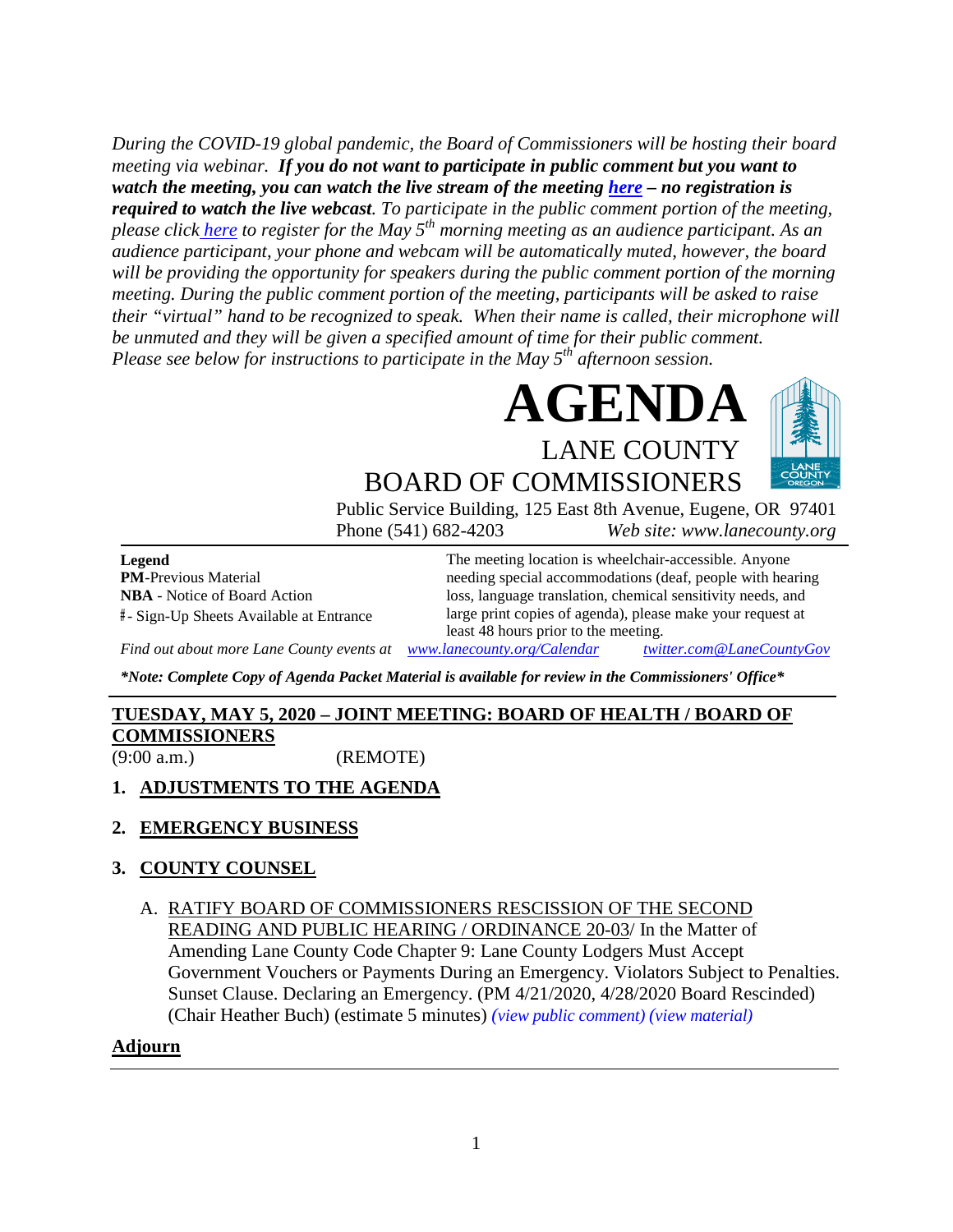*During the COVID-19 global pandemic, the Board of Commissioners will be hosting their board meeting via webinar.* ***If you do not want to participate in public comment but you want to watch the meeting, you can watch the live stream of the meeting here – no registration is required to watch the live webcast****. To participate in the public comment portion of the meeting, please click here to register for the May 5th morning meeting as an audience participant. As an audience participant, your phone and webcam will be automatically muted, however, the board will be providing the opportunity for speakers during the public comment portion of the morning meeting. During the public comment portion of the meeting, participants will be asked to raise their "virtual" hand to be recognized to speak. When their name is called, their microphone will be unmuted and they will be given a specified amount of time for their public comment. Please see below for instructions to participate in the May 5th afternoon session.*

# AGENDA

## LANE COUNTY BOARD OF COMMISSIONERS

Public Service Building, 125 East 8th Avenue, Eugene, OR 97401
Phone (541) 682-4203 *Web site: www.lanecounty.org*

**Legend**
**PM**-Previous Material
**NBA** - Notice of Board Action
#- Sign-Up Sheets Available at Entrance

The meeting location is wheelchair-accessible. Anyone needing special accommodations (deaf, people with hearing loss, language translation, chemical sensitivity needs, and large print copies of agenda), please make your request at least 48 hours prior to the meeting.

*Find out about more Lane County events at www.lanecounty.org/Calendar twitter.com@LaneCountyGov*

***Note: Complete Copy of Agenda Packet Material is available for review in the Commissioners' Office***

## TUESDAY, MAY 5, 2020 – JOINT MEETING: BOARD OF HEALTH / BOARD OF COMMISSIONERS

(9:00 a.m.) (REMOTE)

1. **ADJUSTMENTS TO THE AGENDA**

2. **EMERGENCY BUSINESS**

3. **COUNTY COUNSEL**

   A. RATIFY BOARD OF COMMISSIONERS RESCISSION OF THE SECOND READING AND PUBLIC HEARING / ORDINANCE 20-03/ In the Matter of Amending Lane County Code Chapter 9: Lane County Lodgers Must Accept Government Vouchers or Payments During an Emergency. Violators Subject to Penalties. Sunset Clause. Declaring an Emergency. (PM 4/21/2020, 4/28/2020 Board Rescinded) (Chair Heather Buch) (estimate 5 minutes) *(view public comment) (view material)*

**Adjourn**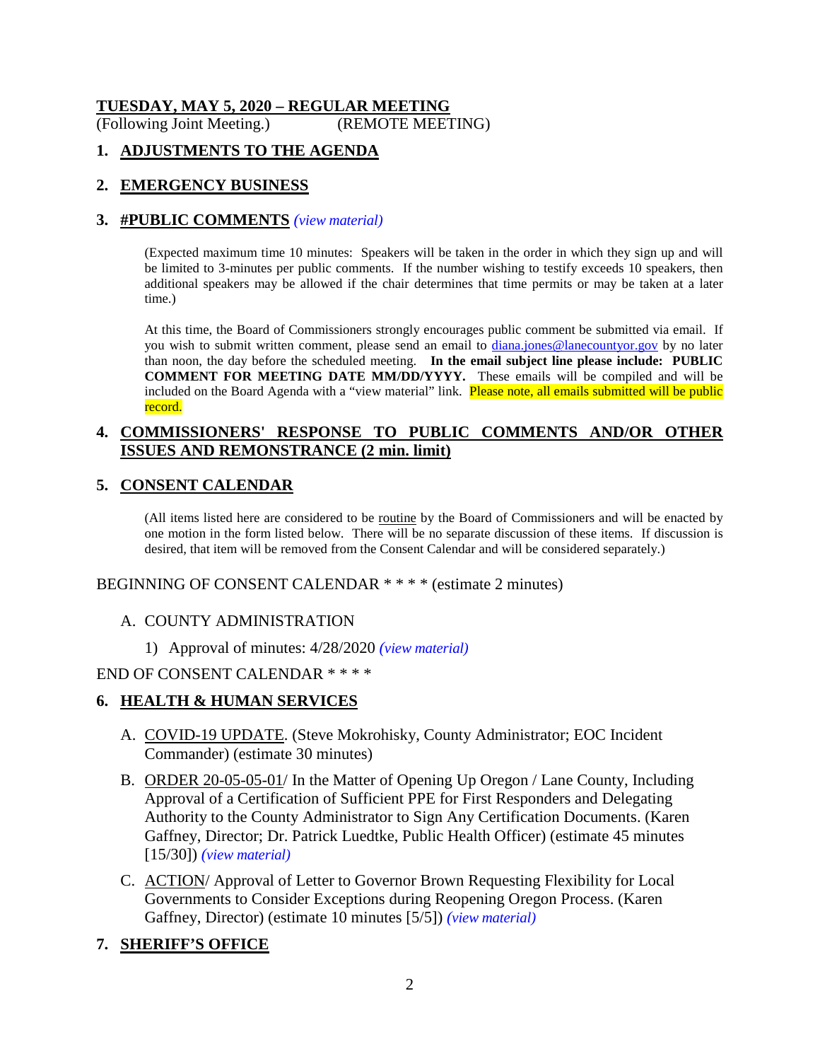## **TUESDAY, MAY 5, 2020 – REGULAR MEETING**

(Following Joint Meeting.) (REMOTE MEETING)

### 1. **ADJUSTMENTS TO THE AGENDA**

### 2. **EMERGENCY BUSINESS**

### 3. **#PUBLIC COMMENTS** *(view material)*

(Expected maximum time 10 minutes: Speakers will be taken in the order in which they sign up and will be limited to 3-minutes per public comments. If the number wishing to testify exceeds 10 speakers, then additional speakers may be allowed if the chair determines that time permits or may be taken at a later time.)

At this time, the Board of Commissioners strongly encourages public comment be submitted via email. If you wish to submit written comment, please send an email to diana.jones@lanecountyor.gov by no later than noon, the day before the scheduled meeting. **In the email subject line please include: PUBLIC COMMENT FOR MEETING DATE MM/DD/YYYY.** These emails will be compiled and will be included on the Board Agenda with a "view material" link. Please note, all emails submitted will be public record.

### 4. **COMMISSIONERS' RESPONSE TO PUBLIC COMMENTS AND/OR OTHER ISSUES AND REMONSTRANCE (2 min. limit)**

### 5. **CONSENT CALENDAR**

(All items listed here are considered to be routine by the Board of Commissioners and will be enacted by one motion in the form listed below. There will be no separate discussion of these items. If discussion is desired, that item will be removed from the Consent Calendar and will be considered separately.)

BEGINNING OF CONSENT CALENDAR * * * * (estimate 2 minutes)

A. COUNTY ADMINISTRATION

1) Approval of minutes: 4/28/2020 *(view material)*

END OF CONSENT CALENDAR * * * *

### 6. **HEALTH & HUMAN SERVICES**

A. COVID-19 UPDATE. (Steve Mokrohisky, County Administrator; EOC Incident Commander) (estimate 30 minutes)

B. ORDER 20-05-05-01/ In the Matter of Opening Up Oregon / Lane County, Including Approval of a Certification of Sufficient PPE for First Responders and Delegating Authority to the County Administrator to Sign Any Certification Documents. (Karen Gaffney, Director; Dr. Patrick Luedtke, Public Health Officer) (estimate 45 minutes [15/30]) *(view material)*

C. ACTION/ Approval of Letter to Governor Brown Requesting Flexibility for Local Governments to Consider Exceptions during Reopening Oregon Process. (Karen Gaffney, Director) (estimate 10 minutes [5/5]) *(view material)*

### 7. **SHERIFF'S OFFICE**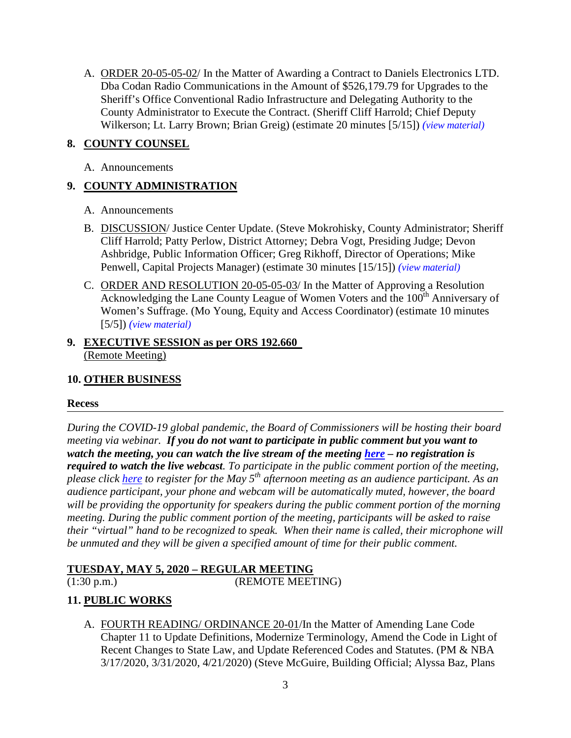A. ORDER 20-05-05-02/ In the Matter of Awarding a Contract to Daniels Electronics LTD. Dba Codan Radio Communications in the Amount of $526,179.79 for Upgrades to the Sheriff's Office Conventional Radio Infrastructure and Delegating Authority to the County Administrator to Execute the Contract. (Sheriff Cliff Harrold; Chief Deputy Wilkerson; Lt. Larry Brown; Brian Greig) (estimate 20 minutes [5/15]) *(view material)*

## 8. COUNTY COUNSEL

A. Announcements

## 9. COUNTY ADMINISTRATION

A. Announcements

B. DISCUSSION/ Justice Center Update. (Steve Mokrohisky, County Administrator; Sheriff Cliff Harrold; Patty Perlow, District Attorney; Debra Vogt, Presiding Judge; Devon Ashbridge, Public Information Officer; Greg Rikhoff, Director of Operations; Mike Penwell, Capital Projects Manager) (estimate 30 minutes [15/15]) *(view material)*

C. ORDER AND RESOLUTION 20-05-05-03/ In the Matter of Approving a Resolution Acknowledging the Lane County League of Women Voters and the 100th Anniversary of Women's Suffrage. (Mo Young, Equity and Access Coordinator) (estimate 10 minutes [5/5]) *(view material)*

## 9. EXECUTIVE SESSION as per ORS 192.660
(Remote Meeting)

## 10. OTHER BUSINESS

**Recess**

---

*During the COVID-19 global pandemic, the Board of Commissioners will be hosting their board meeting via webinar.* ***If you do not want to participate in public comment but you want to watch the meeting, you can watch the live stream of the meeting here – no registration is required to watch the live webcast****. To participate in the public comment portion of the meeting, please click here to register for the May 5th afternoon meeting as an audience participant. As an audience participant, your phone and webcam will be automatically muted, however, the board will be providing the opportunity for speakers during the public comment portion of the morning meeting. During the public comment portion of the meeting, participants will be asked to raise their "virtual" hand to be recognized to speak. When their name is called, their microphone will be unmuted and they will be given a specified amount of time for their public comment.*

**TUESDAY, MAY 5, 2020 – REGULAR MEETING**
(1:30 p.m.) (REMOTE MEETING)

## 11. PUBLIC WORKS

A. FOURTH READING/ ORDINANCE 20-01/In the Matter of Amending Lane Code Chapter 11 to Update Definitions, Modernize Terminology, Amend the Code in Light of Recent Changes to State Law, and Update Referenced Codes and Statutes. (PM & NBA 3/17/2020, 3/31/2020, 4/21/2020) (Steve McGuire, Building Official; Alyssa Baz, Plans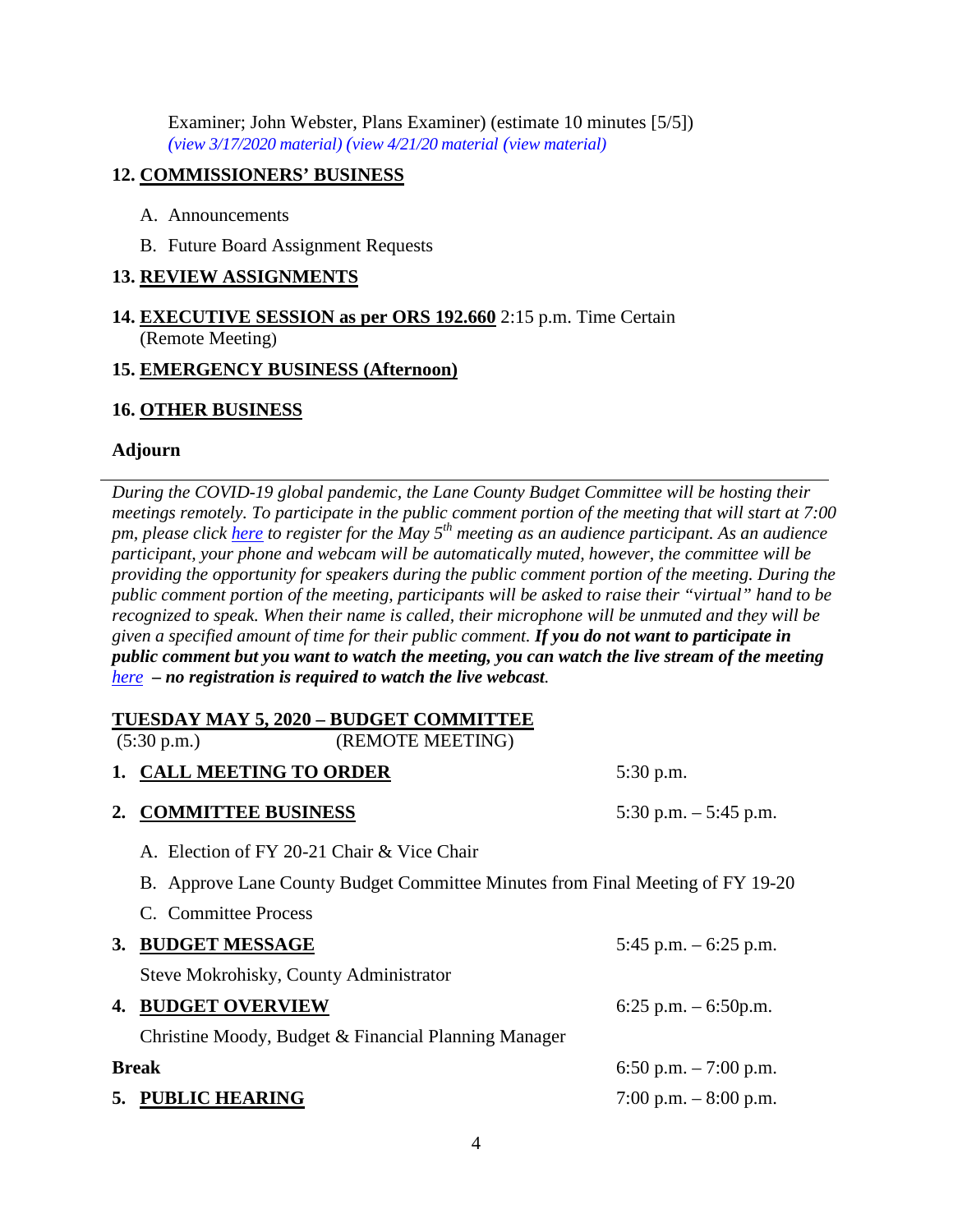Examiner; John Webster, Plans Examiner) (estimate 10 minutes [5/5])
*(view 3/17/2020 material) (view 4/21/20 material (view material)*

**12. <u>COMMISSIONERS' BUSINESS</u>**

A. Announcements

B. Future Board Assignment Requests

**13. <u>REVIEW ASSIGNMENTS</u>**

**14. <u>EXECUTIVE SESSION as per ORS 192.660</u>** 2:15 p.m. Time Certain
(Remote Meeting)

**15. <u>EMERGENCY BUSINESS (Afternoon)</u>**

**16. <u>OTHER BUSINESS</u>**

**Adjourn**

---

*During the COVID-19 global pandemic, the Lane County Budget Committee will be hosting their meetings remotely. To participate in the public comment portion of the meeting that will start at 7:00 pm, please click here to register for the May 5th meeting as an audience participant. As an audience participant, your phone and webcam will be automatically muted, however, the committee will be providing the opportunity for speakers during the public comment portion of the meeting. During the public comment portion of the meeting, participants will be asked to raise their "virtual" hand to be recognized to speak. When their name is called, their microphone will be unmuted and they will be given a specified amount of time for their public comment.* ***If you do not want to participate in public comment but you want to watch the meeting, you can watch the live stream of the meeting here – no registration is required to watch the live webcast.***

**<u>TUESDAY MAY 5, 2020 – BUDGET COMMITTEE</u>**
(5:30 p.m.) (REMOTE MEETING)

**1. <u>CALL MEETING TO ORDER</u>** 5:30 p.m.

**2. <u>COMMITTEE BUSINESS</u>** 5:30 p.m. – 5:45 p.m.

A. Election of FY 20-21 Chair & Vice Chair

B. Approve Lane County Budget Committee Minutes from Final Meeting of FY 19-20

C. Committee Process

**3. <u>BUDGET MESSAGE</u>** 5:45 p.m. – 6:25 p.m.

Steve Mokrohisky, County Administrator

**4. <u>BUDGET OVERVIEW</u>** 6:25 p.m. – 6:50p.m.

Christine Moody, Budget & Financial Planning Manager

**Break** 6:50 p.m. – 7:00 p.m.

**5. <u>PUBLIC HEARING</u>** 7:00 p.m. – 8:00 p.m.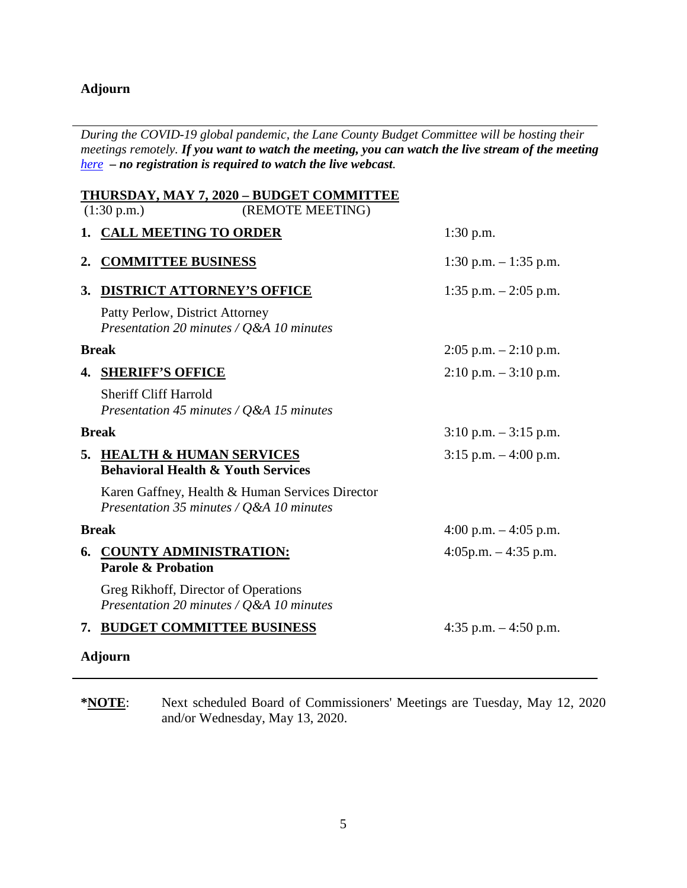**Adjourn**

---

*During the COVID-19 global pandemic, the Lane County Budget Committee will be hosting their meetings remotely.* ***If you want to watch the meeting, you can watch the live stream of the meeting [here](#) – no registration is required to watch the live webcast.***

**THURSDAY, MAY 7, 2020 – BUDGET COMMITTEE**
(1:30 p.m.) (REMOTE MEETING)

| | |
|---|---|
| **1. CALL MEETING TO ORDER** | 1:30 p.m. |
| **2. COMMITTEE BUSINESS** | 1:30 p.m. – 1:35 p.m. |
| **3. DISTRICT ATTORNEY'S OFFICE**<br>Patty Perlow, District Attorney<br>*Presentation 20 minutes / Q&A 10 minutes* | 1:35 p.m. – 2:05 p.m. |
| **Break** | 2:05 p.m. – 2:10 p.m. |
| **4. SHERIFF'S OFFICE**<br>Sheriff Cliff Harrold<br>*Presentation 45 minutes / Q&A 15 minutes* | 2:10 p.m. – 3:10 p.m. |
| **Break** | 3:10 p.m. – 3:15 p.m. |
| **5. HEALTH & HUMAN SERVICES**<br>**Behavioral Health & Youth Services**<br>Karen Gaffney, Health & Human Services Director<br>*Presentation 35 minutes / Q&A 10 minutes* | 3:15 p.m. – 4:00 p.m. |
| **Break** | 4:00 p.m. – 4:05 p.m. |
| **6. COUNTY ADMINISTRATION:**<br>**Parole & Probation**<br>Greg Rikhoff, Director of Operations<br>*Presentation 20 minutes / Q&A 10 minutes* | 4:05p.m. – 4:35 p.m. |
| **7. BUDGET COMMITTEE BUSINESS** | 4:35 p.m. – 4:50 p.m. |

**Adjourn**

---

***NOTE**: Next scheduled Board of Commissioners' Meetings are Tuesday, May 12, 2020 and/or Wednesday, May 13, 2020.